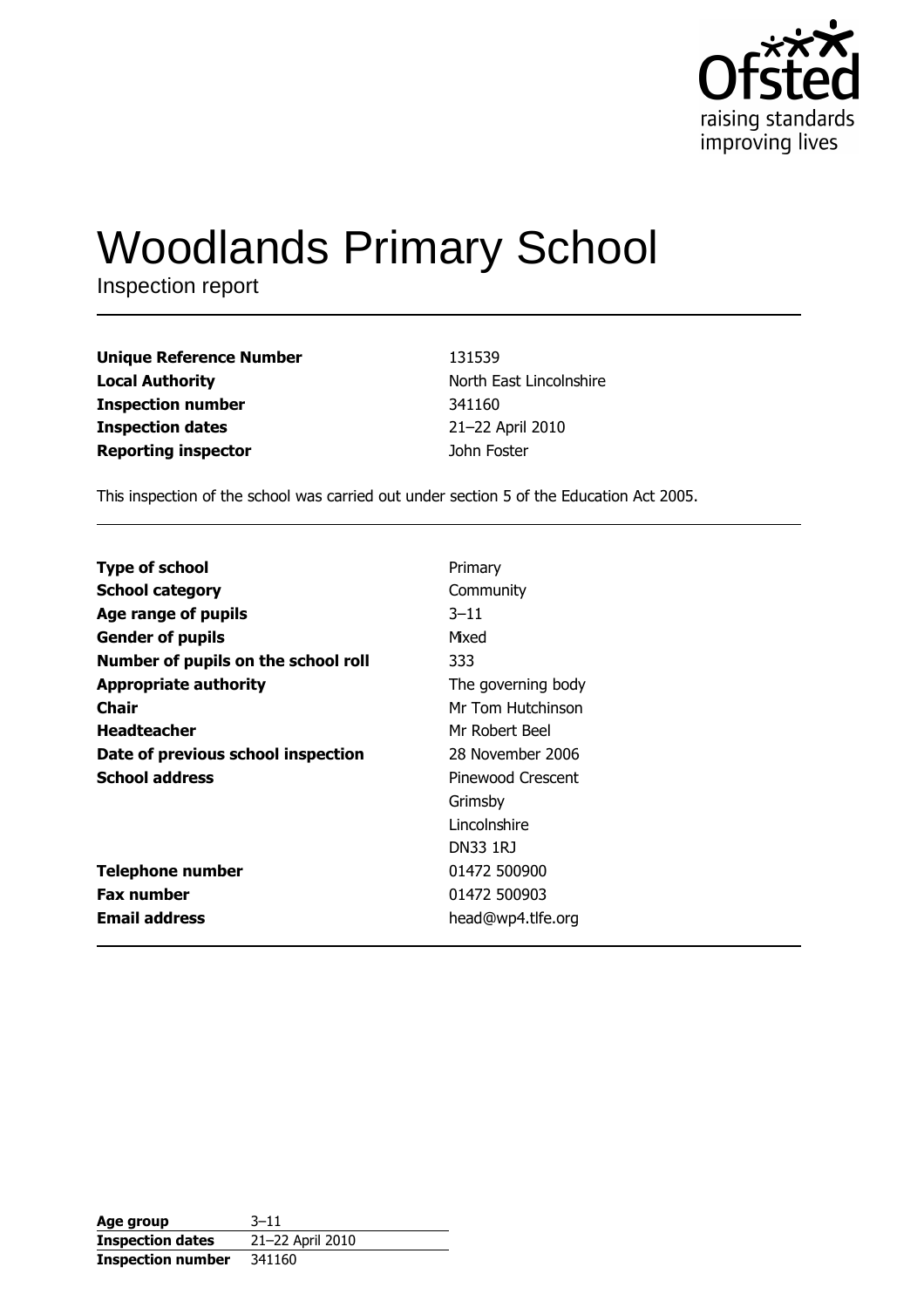# Woodlands Primary School

Inspection report

| | |
|---|---|
| **Unique Reference Number** | 131539 |
| **Local Authority** | North East Lincolnshire |
| **Inspection number** | 341160 |
| **Inspection dates** | 21–22 April 2010 |
| **Reporting inspector** | John Foster |

This inspection of the school was carried out under section 5 of the Education Act 2005.

| | |
|---|---|
| **Type of school** | Primary |
| **School category** | Community |
| **Age range of pupils** | 3–11 |
| **Gender of pupils** | Mixed |
| **Number of pupils on the school roll** | 333 |
| **Appropriate authority** | The governing body |
| **Chair** | Mr Tom Hutchinson |
| **Headteacher** | Mr Robert Beel |
| **Date of previous school inspection** | 28 November 2006 |
| **School address** | Pinewood Crescent<br>Grimsby<br>Lincolnshire<br>DN33 1RJ |
| **Telephone number** | 01472 500900 |
| **Fax number** | 01472 500903 |
| **Email address** | head@wp4.tlfe.org |

| | |
|---|---|
| **Age group** | 3–11 |
| **Inspection dates** | 21–22 April 2010 |
| **Inspection number** | 341160 |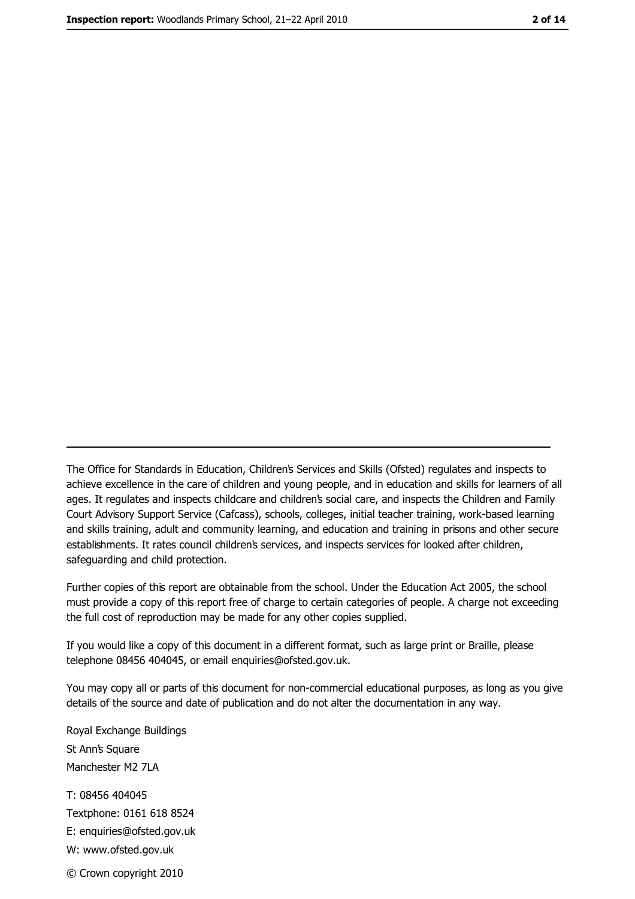The Office for Standards in Education, Children's Services and Skills (Ofsted) regulates and inspects to achieve excellence in the care of children and young people, and in education and skills for learners of all ages. It regulates and inspects childcare and children's social care, and inspects the Children and Family Court Advisory Support Service (Cafcass), schools, colleges, initial teacher training, work-based learning and skills training, adult and community learning, and education and training in prisons and other secure establishments. It rates council children's services, and inspects services for looked after children, safeguarding and child protection.

Further copies of this report are obtainable from the school. Under the Education Act 2005, the school must provide a copy of this report free of charge to certain categories of people. A charge not exceeding the full cost of reproduction may be made for any other copies supplied.

If you would like a copy of this document in a different format, such as large print or Braille, please telephone 08456 404045, or email enquiries@ofsted.gov.uk.

You may copy all or parts of this document for non-commercial educational purposes, as long as you give details of the source and date of publication and do not alter the documentation in any way.

Royal Exchange Buildings
St Ann's Square
Manchester M2 7LA

T: 08456 404045
Textphone: 0161 618 8524
E: enquiries@ofsted.gov.uk
W: www.ofsted.gov.uk

© Crown copyright 2010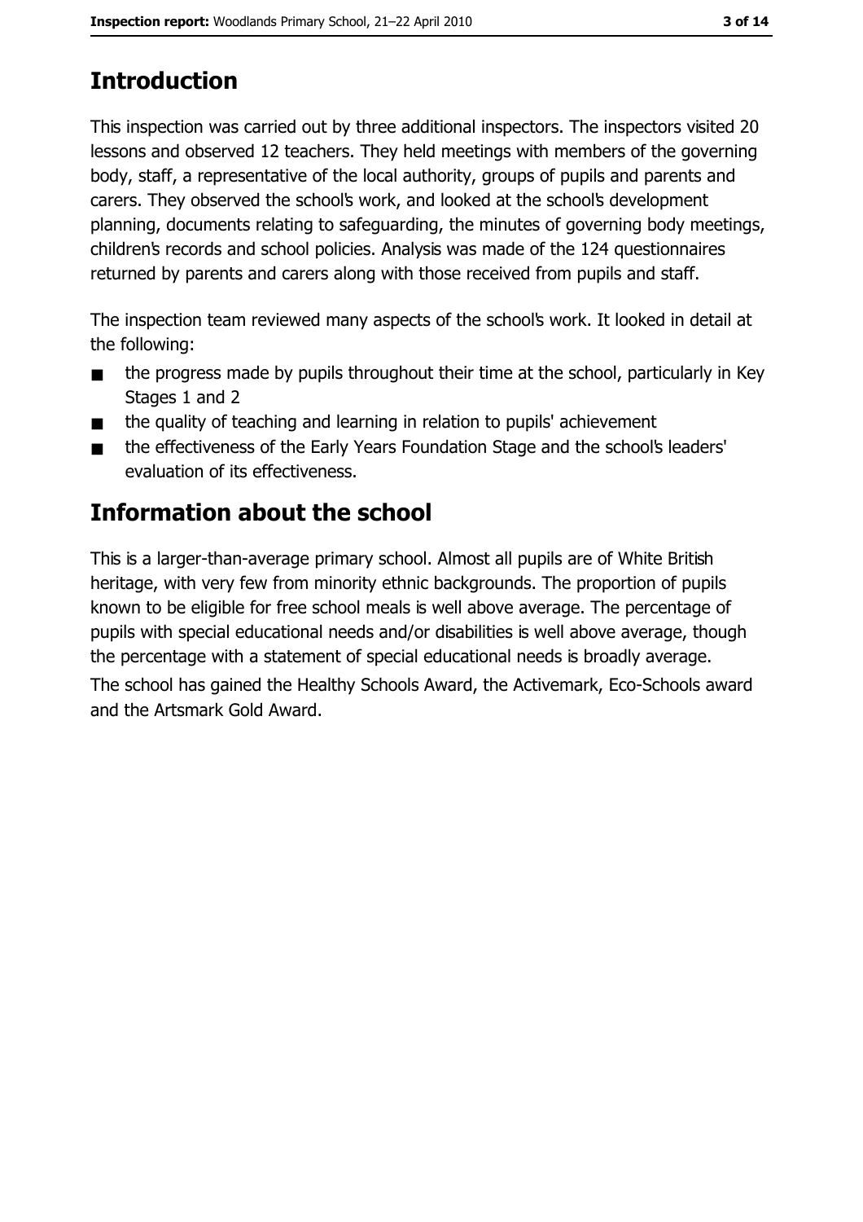## Introduction

This inspection was carried out by three additional inspectors. The inspectors visited 20 lessons and observed 12 teachers. They held meetings with members of the governing body, staff, a representative of the local authority, groups of pupils and parents and carers. They observed the school's work, and looked at the school's development planning, documents relating to safeguarding, the minutes of governing body meetings, children's records and school policies. Analysis was made of the 124 questionnaires returned by parents and carers along with those received from pupils and staff.

The inspection team reviewed many aspects of the school's work. It looked in detail at the following:

- the progress made by pupils throughout their time at the school, particularly in Key Stages 1 and 2
- the quality of teaching and learning in relation to pupils' achievement
- the effectiveness of the Early Years Foundation Stage and the school's leaders' evaluation of its effectiveness.

## Information about the school

This is a larger-than-average primary school. Almost all pupils are of White British heritage, with very few from minority ethnic backgrounds. The proportion of pupils known to be eligible for free school meals is well above average. The percentage of pupils with special educational needs and/or disabilities is well above average, though the percentage with a statement of special educational needs is broadly average.

The school has gained the Healthy Schools Award, the Activemark, Eco-Schools award and the Artsmark Gold Award.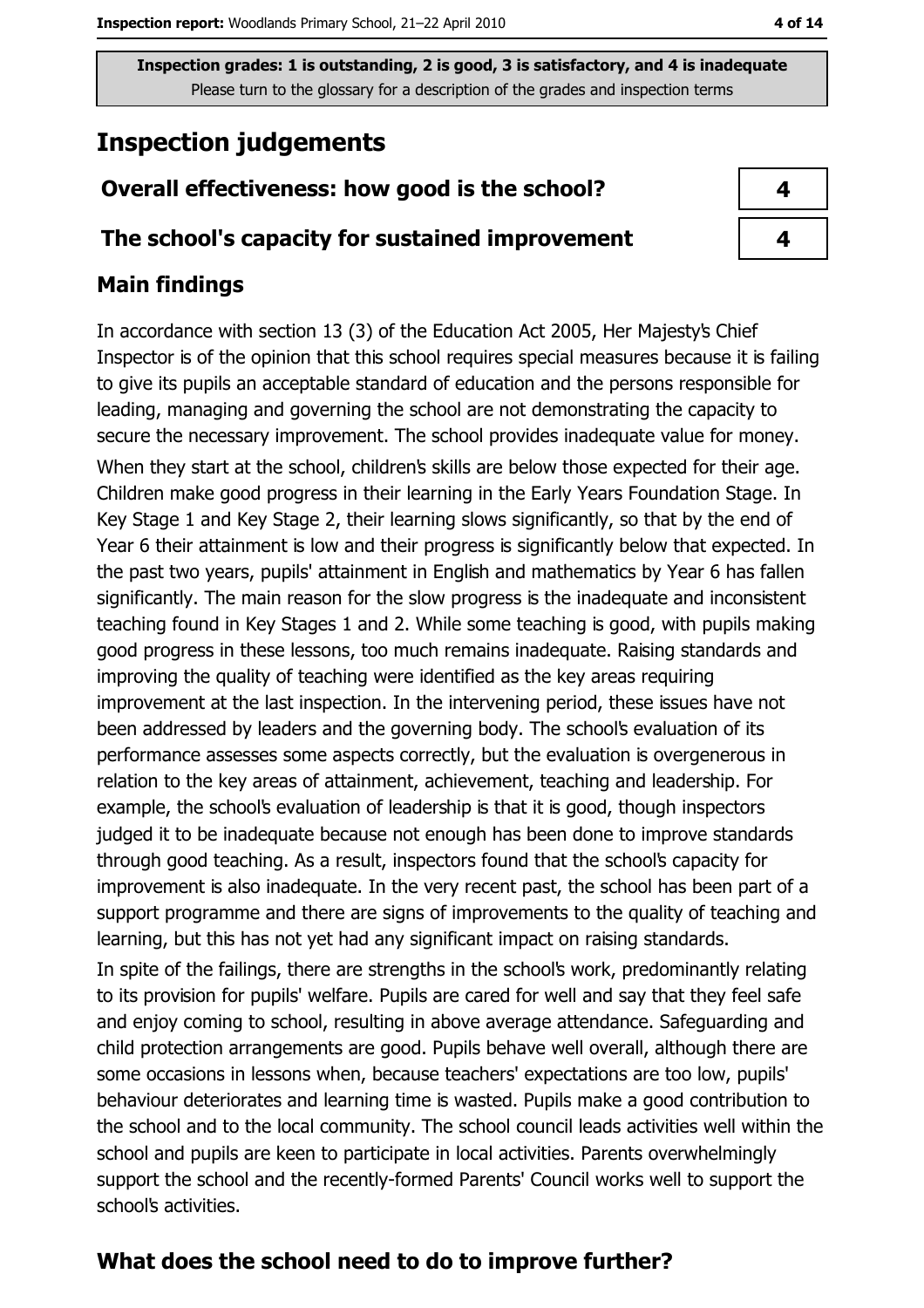**Inspection grades: 1 is outstanding, 2 is good, 3 is satisfactory, and 4 is inadequate**
Please turn to the glossary for a description of the grades and inspection terms

## Inspection judgements

| | |
|---|---|
| **Overall effectiveness: how good is the school?** | 4 |
| **The school's capacity for sustained improvement** | 4 |

### Main findings

In accordance with section 13 (3) of the Education Act 2005, Her Majesty's Chief Inspector is of the opinion that this school requires special measures because it is failing to give its pupils an acceptable standard of education and the persons responsible for leading, managing and governing the school are not demonstrating the capacity to secure the necessary improvement. The school provides inadequate value for money.

When they start at the school, children's skills are below those expected for their age. Children make good progress in their learning in the Early Years Foundation Stage. In Key Stage 1 and Key Stage 2, their learning slows significantly, so that by the end of Year 6 their attainment is low and their progress is significantly below that expected. In the past two years, pupils' attainment in English and mathematics by Year 6 has fallen significantly. The main reason for the slow progress is the inadequate and inconsistent teaching found in Key Stages 1 and 2. While some teaching is good, with pupils making good progress in these lessons, too much remains inadequate. Raising standards and improving the quality of teaching were identified as the key areas requiring improvement at the last inspection. In the intervening period, these issues have not been addressed by leaders and the governing body. The school's evaluation of its performance assesses some aspects correctly, but the evaluation is overgenerous in relation to the key areas of attainment, achievement, teaching and leadership. For example, the school's evaluation of leadership is that it is good, though inspectors judged it to be inadequate because not enough has been done to improve standards through good teaching. As a result, inspectors found that the school's capacity for improvement is also inadequate. In the very recent past, the school has been part of a support programme and there are signs of improvements to the quality of teaching and learning, but this has not yet had any significant impact on raising standards.

In spite of the failings, there are strengths in the school's work, predominantly relating to its provision for pupils' welfare. Pupils are cared for well and say that they feel safe and enjoy coming to school, resulting in above average attendance. Safeguarding and child protection arrangements are good. Pupils behave well overall, although there are some occasions in lessons when, because teachers' expectations are too low, pupils' behaviour deteriorates and learning time is wasted. Pupils make a good contribution to the school and to the local community. The school council leads activities well within the school and pupils are keen to participate in local activities. Parents overwhelmingly support the school and the recently-formed Parents' Council works well to support the school's activities.

### What does the school need to do to improve further?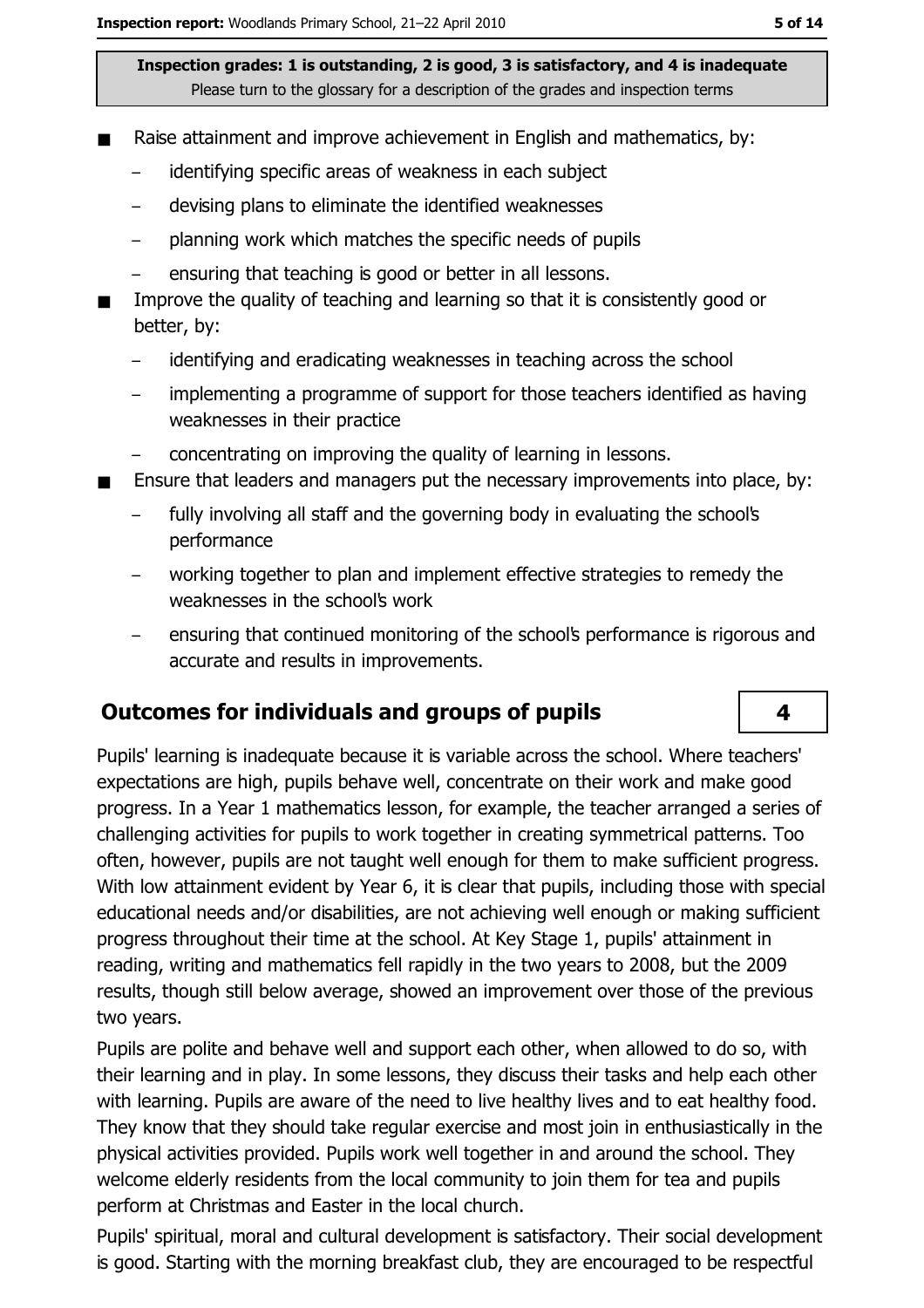**Inspection grades: 1 is outstanding, 2 is good, 3 is satisfactory, and 4 is inadequate**
Please turn to the glossary for a description of the grades and inspection terms

- Raise attainment and improve achievement in English and mathematics, by:
  - identifying specific areas of weakness in each subject
  - devising plans to eliminate the identified weaknesses
  - planning work which matches the specific needs of pupils
  - ensuring that teaching is good or better in all lessons.
- Improve the quality of teaching and learning so that it is consistently good or better, by:
  - identifying and eradicating weaknesses in teaching across the school
  - implementing a programme of support for those teachers identified as having weaknesses in their practice
  - concentrating on improving the quality of learning in lessons.
- Ensure that leaders and managers put the necessary improvements into place, by:
  - fully involving all staff and the governing body in evaluating the school's performance
  - working together to plan and implement effective strategies to remedy the weaknesses in the school's work
  - ensuring that continued monitoring of the school's performance is rigorous and accurate and results in improvements.

## Outcomes for individuals and groups of pupils

**4**

Pupils' learning is inadequate because it is variable across the school. Where teachers' expectations are high, pupils behave well, concentrate on their work and make good progress. In a Year 1 mathematics lesson, for example, the teacher arranged a series of challenging activities for pupils to work together in creating symmetrical patterns. Too often, however, pupils are not taught well enough for them to make sufficient progress. With low attainment evident by Year 6, it is clear that pupils, including those with special educational needs and/or disabilities, are not achieving well enough or making sufficient progress throughout their time at the school. At Key Stage 1, pupils' attainment in reading, writing and mathematics fell rapidly in the two years to 2008, but the 2009 results, though still below average, showed an improvement over those of the previous two years.

Pupils are polite and behave well and support each other, when allowed to do so, with their learning and in play. In some lessons, they discuss their tasks and help each other with learning. Pupils are aware of the need to live healthy lives and to eat healthy food. They know that they should take regular exercise and most join in enthusiastically in the physical activities provided. Pupils work well together in and around the school. They welcome elderly residents from the local community to join them for tea and pupils perform at Christmas and Easter in the local church.

Pupils' spiritual, moral and cultural development is satisfactory. Their social development is good. Starting with the morning breakfast club, they are encouraged to be respectful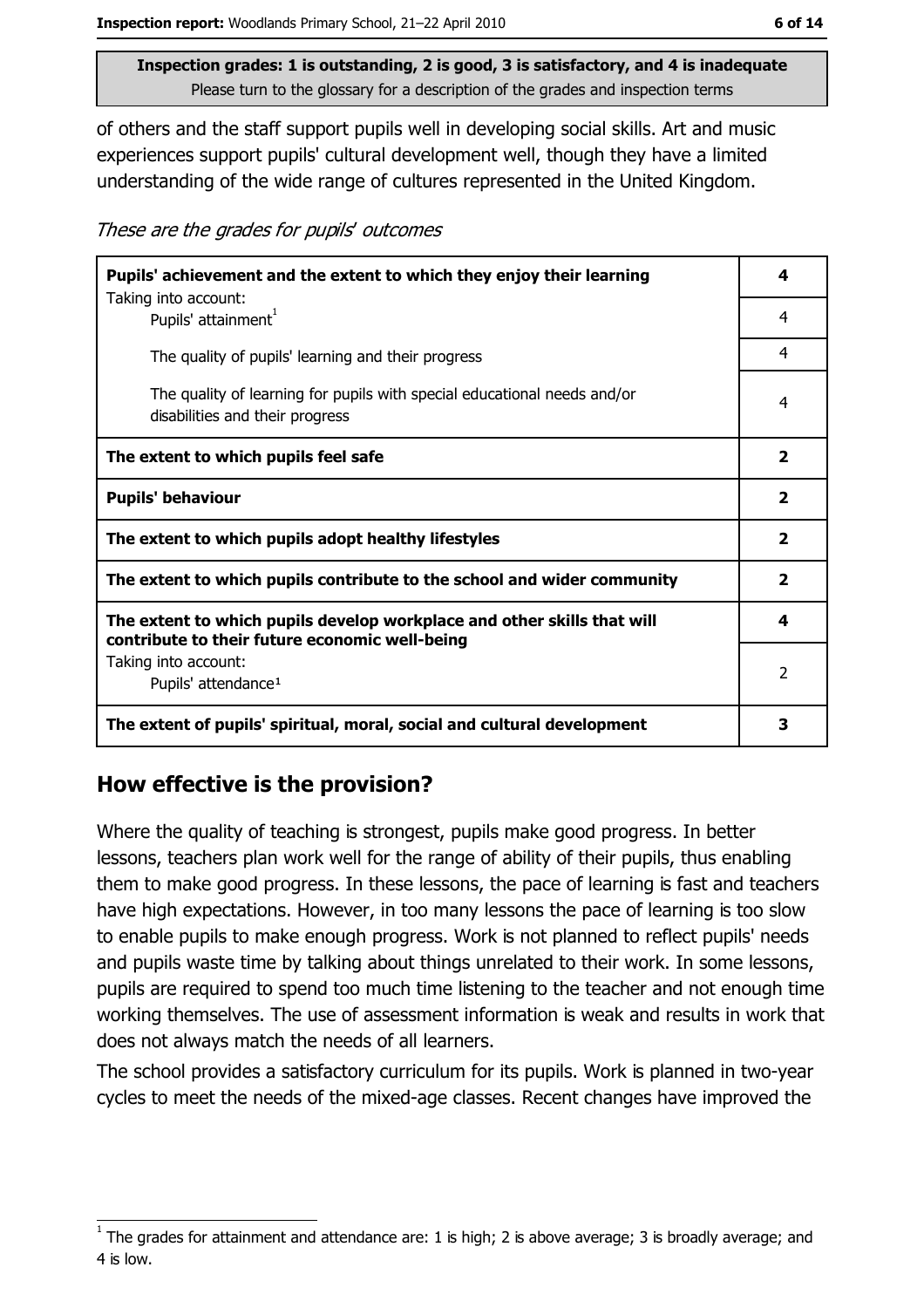Inspection grades: 1 is outstanding, 2 is good, 3 is satisfactory, and 4 is inadequate
Please turn to the glossary for a description of the grades and inspection terms

of others and the staff support pupils well in developing social skills. Art and music experiences support pupils' cultural development well, though they have a limited understanding of the wide range of cultures represented in the United Kingdom.

*These are the grades for pupils' outcomes*

| | |
|---|---|
| **Pupils' achievement and the extent to which they enjoy their learning** | **4** |
| Taking into account: Pupils' attainment[1] | 4 |
| The quality of pupils' learning and their progress | 4 |
| The quality of learning for pupils with special educational needs and/or disabilities and their progress | 4 |
| **The extent to which pupils feel safe** | **2** |
| **Pupils' behaviour** | **2** |
| **The extent to which pupils adopt healthy lifestyles** | **2** |
| **The extent to which pupils contribute to the school and wider community** | **2** |
| **The extent to which pupils develop workplace and other skills that will contribute to their future economic well-being** | **4** |
| Taking into account: Pupils' attendance[1] | 2 |
| **The extent of pupils' spiritual, moral, social and cultural development** | **3** |

## How effective is the provision?

Where the quality of teaching is strongest, pupils make good progress. In better lessons, teachers plan work well for the range of ability of their pupils, thus enabling them to make good progress. In these lessons, the pace of learning is fast and teachers have high expectations. However, in too many lessons the pace of learning is too slow to enable pupils to make enough progress. Work is not planned to reflect pupils' needs and pupils waste time by talking about things unrelated to their work. In some lessons, pupils are required to spend too much time listening to the teacher and not enough time working themselves. The use of assessment information is weak and results in work that does not always match the needs of all learners.

The school provides a satisfactory curriculum for its pupils. Work is planned in two-year cycles to meet the needs of the mixed-age classes. Recent changes have improved the

[1] The grades for attainment and attendance are: 1 is high; 2 is above average; 3 is broadly average; and 4 is low.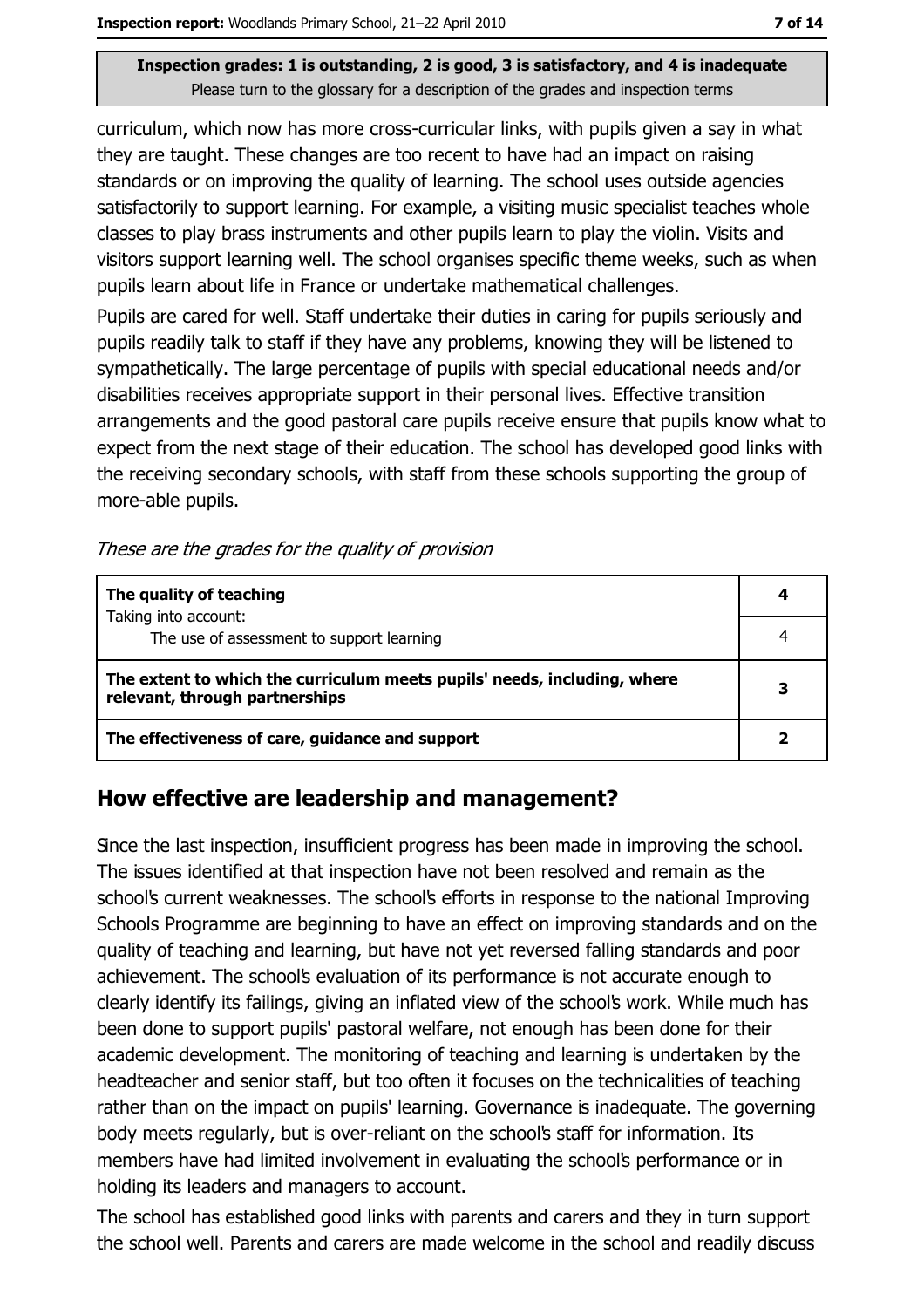curriculum, which now has more cross-curricular links, with pupils given a say in what they are taught. These changes are too recent to have had an impact on raising standards or on improving the quality of learning. The school uses outside agencies satisfactorily to support learning. For example, a visiting music specialist teaches whole classes to play brass instruments and other pupils learn to play the violin. Visits and visitors support learning well. The school organises specific theme weeks, such as when pupils learn about life in France or undertake mathematical challenges.

Pupils are cared for well. Staff undertake their duties in caring for pupils seriously and pupils readily talk to staff if they have any problems, knowing they will be listened to sympathetically. The large percentage of pupils with special educational needs and/or disabilities receives appropriate support in their personal lives. Effective transition arrangements and the good pastoral care pupils receive ensure that pupils know what to expect from the next stage of their education. The school has developed good links with the receiving secondary schools, with staff from these schools supporting the group of more-able pupils.

*These are the grades for the quality of provision*

| | |
|---|---|
| **The quality of teaching** | **4** |
| Taking into account: The use of assessment to support learning | 4 |
| **The extent to which the curriculum meets pupils' needs, including, where relevant, through partnerships** | **3** |
| **The effectiveness of care, guidance and support** | **2** |

## How effective are leadership and management?

Since the last inspection, insufficient progress has been made in improving the school. The issues identified at that inspection have not been resolved and remain as the school's current weaknesses. The school's efforts in response to the national Improving Schools Programme are beginning to have an effect on improving standards and on the quality of teaching and learning, but have not yet reversed falling standards and poor achievement. The school's evaluation of its performance is not accurate enough to clearly identify its failings, giving an inflated view of the school's work. While much has been done to support pupils' pastoral welfare, not enough has been done for their academic development. The monitoring of teaching and learning is undertaken by the headteacher and senior staff, but too often it focuses on the technicalities of teaching rather than on the impact on pupils' learning. Governance is inadequate. The governing body meets regularly, but is over-reliant on the school's staff for information. Its members have had limited involvement in evaluating the school's performance or in holding its leaders and managers to account.

The school has established good links with parents and carers and they in turn support the school well. Parents and carers are made welcome in the school and readily discuss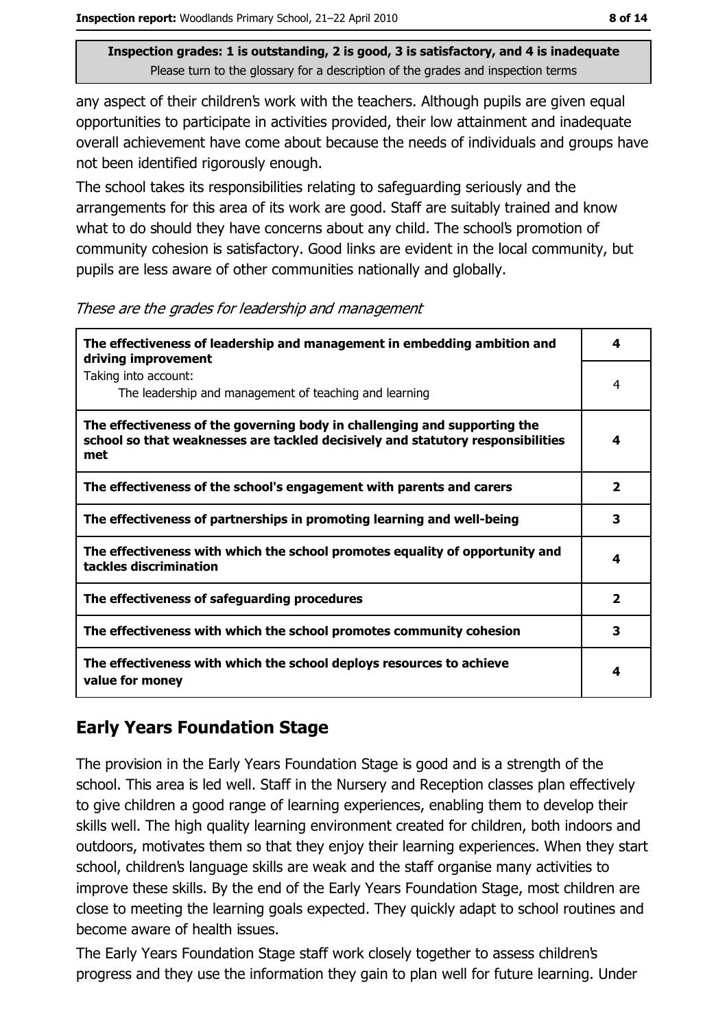Inspection grades: 1 is outstanding, 2 is good, 3 is satisfactory, and 4 is inadequate
Please turn to the glossary for a description of the grades and inspection terms

any aspect of their children's work with the teachers. Although pupils are given equal opportunities to participate in activities provided, their low attainment and inadequate overall achievement have come about because the needs of individuals and groups have not been identified rigorously enough.

The school takes its responsibilities relating to safeguarding seriously and the arrangements for this area of its work are good. Staff are suitably trained and know what to do should they have concerns about any child. The school's promotion of community cohesion is satisfactory. Good links are evident in the local community, but pupils are less aware of other communities nationally and globally.

*These are the grades for leadership and management*

| | |
|---|---|
| **The effectiveness of leadership and management in embedding ambition and driving improvement** | **4** |
| Taking into account: The leadership and management of teaching and learning | 4 |
| **The effectiveness of the governing body in challenging and supporting the school so that weaknesses are tackled decisively and statutory responsibilities met** | **4** |
| **The effectiveness of the school's engagement with parents and carers** | **2** |
| **The effectiveness of partnerships in promoting learning and well-being** | **3** |
| **The effectiveness with which the school promotes equality of opportunity and tackles discrimination** | **4** |
| **The effectiveness of safeguarding procedures** | **2** |
| **The effectiveness with which the school promotes community cohesion** | **3** |
| **The effectiveness with which the school deploys resources to achieve value for money** | **4** |

## Early Years Foundation Stage

The provision in the Early Years Foundation Stage is good and is a strength of the school. This area is led well. Staff in the Nursery and Reception classes plan effectively to give children a good range of learning experiences, enabling them to develop their skills well. The high quality learning environment created for children, both indoors and outdoors, motivates them so that they enjoy their learning experiences. When they start school, children's language skills are weak and the staff organise many activities to improve these skills. By the end of the Early Years Foundation Stage, most children are close to meeting the learning goals expected. They quickly adapt to school routines and become aware of health issues.

The Early Years Foundation Stage staff work closely together to assess children's progress and they use the information they gain to plan well for future learning. Under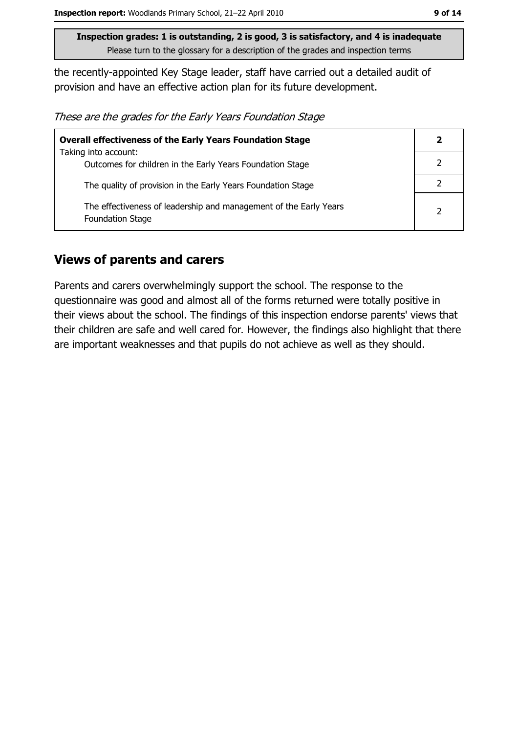Inspection grades: 1 is outstanding, 2 is good, 3 is satisfactory, and 4 is inadequate
Please turn to the glossary for a description of the grades and inspection terms

the recently-appointed Key Stage leader, staff have carried out a detailed audit of provision and have an effective action plan for its future development.

*These are the grades for the Early Years Foundation Stage*

| **Overall effectiveness of the Early Years Foundation Stage** | **2** |
|---|---|
| Taking into account: Outcomes for children in the Early Years Foundation Stage | 2 |
| The quality of provision in the Early Years Foundation Stage | 2 |
| The effectiveness of leadership and management of the Early Years Foundation Stage | 2 |

## Views of parents and carers

Parents and carers overwhelmingly support the school. The response to the questionnaire was good and almost all of the forms returned were totally positive in their views about the school. The findings of this inspection endorse parents' views that their children are safe and well cared for. However, the findings also highlight that there are important weaknesses and that pupils do not achieve as well as they should.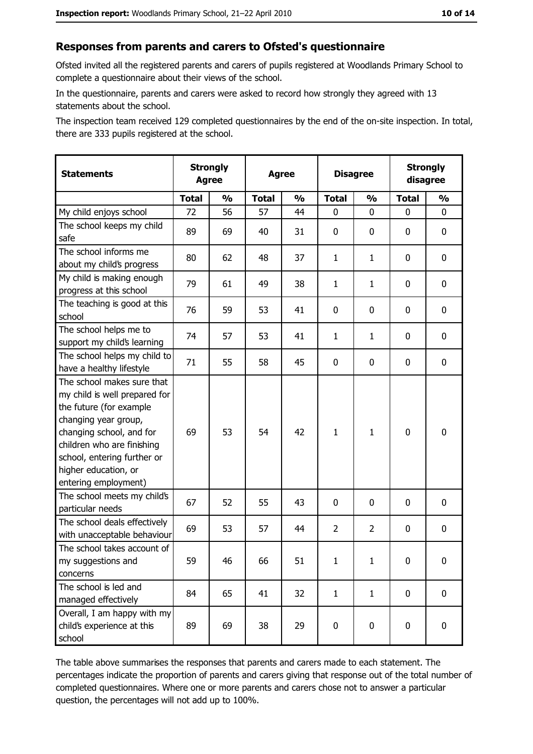## Responses from parents and carers to Ofsted's questionnaire

Ofsted invited all the registered parents and carers of pupils registered at Woodlands Primary School to complete a questionnaire about their views of the school.

In the questionnaire, parents and carers were asked to record how strongly they agreed with 13 statements about the school.

The inspection team received 129 completed questionnaires by the end of the on-site inspection. In total, there are 333 pupils registered at the school.

| Statements | Strongly Agree | | Agree | | Disagree | | Strongly disagree | |
|---|---|---|---|---|---|---|---|---|
| | Total | % | Total | % | Total | % | Total | % |
| My child enjoys school | 72 | 56 | 57 | 44 | 0 | 0 | 0 | 0 |
| The school keeps my child safe | 89 | 69 | 40 | 31 | 0 | 0 | 0 | 0 |
| The school informs me about my child's progress | 80 | 62 | 48 | 37 | 1 | 1 | 0 | 0 |
| My child is making enough progress at this school | 79 | 61 | 49 | 38 | 1 | 1 | 0 | 0 |
| The teaching is good at this school | 76 | 59 | 53 | 41 | 0 | 0 | 0 | 0 |
| The school helps me to support my child's learning | 74 | 57 | 53 | 41 | 1 | 1 | 0 | 0 |
| The school helps my child to have a healthy lifestyle | 71 | 55 | 58 | 45 | 0 | 0 | 0 | 0 |
| The school makes sure that my child is well prepared for the future (for example changing year group, changing school, and for children who are finishing school, entering further or higher education, or entering employment) | 69 | 53 | 54 | 42 | 1 | 1 | 0 | 0 |
| The school meets my child's particular needs | 67 | 52 | 55 | 43 | 0 | 0 | 0 | 0 |
| The school deals effectively with unacceptable behaviour | 69 | 53 | 57 | 44 | 2 | 2 | 0 | 0 |
| The school takes account of my suggestions and concerns | 59 | 46 | 66 | 51 | 1 | 1 | 0 | 0 |
| The school is led and managed effectively | 84 | 65 | 41 | 32 | 1 | 1 | 0 | 0 |
| Overall, I am happy with my child's experience at this school | 89 | 69 | 38 | 29 | 0 | 0 | 0 | 0 |

The table above summarises the responses that parents and carers made to each statement. The percentages indicate the proportion of parents and carers giving that response out of the total number of completed questionnaires. Where one or more parents and carers chose not to answer a particular question, the percentages will not add up to 100%.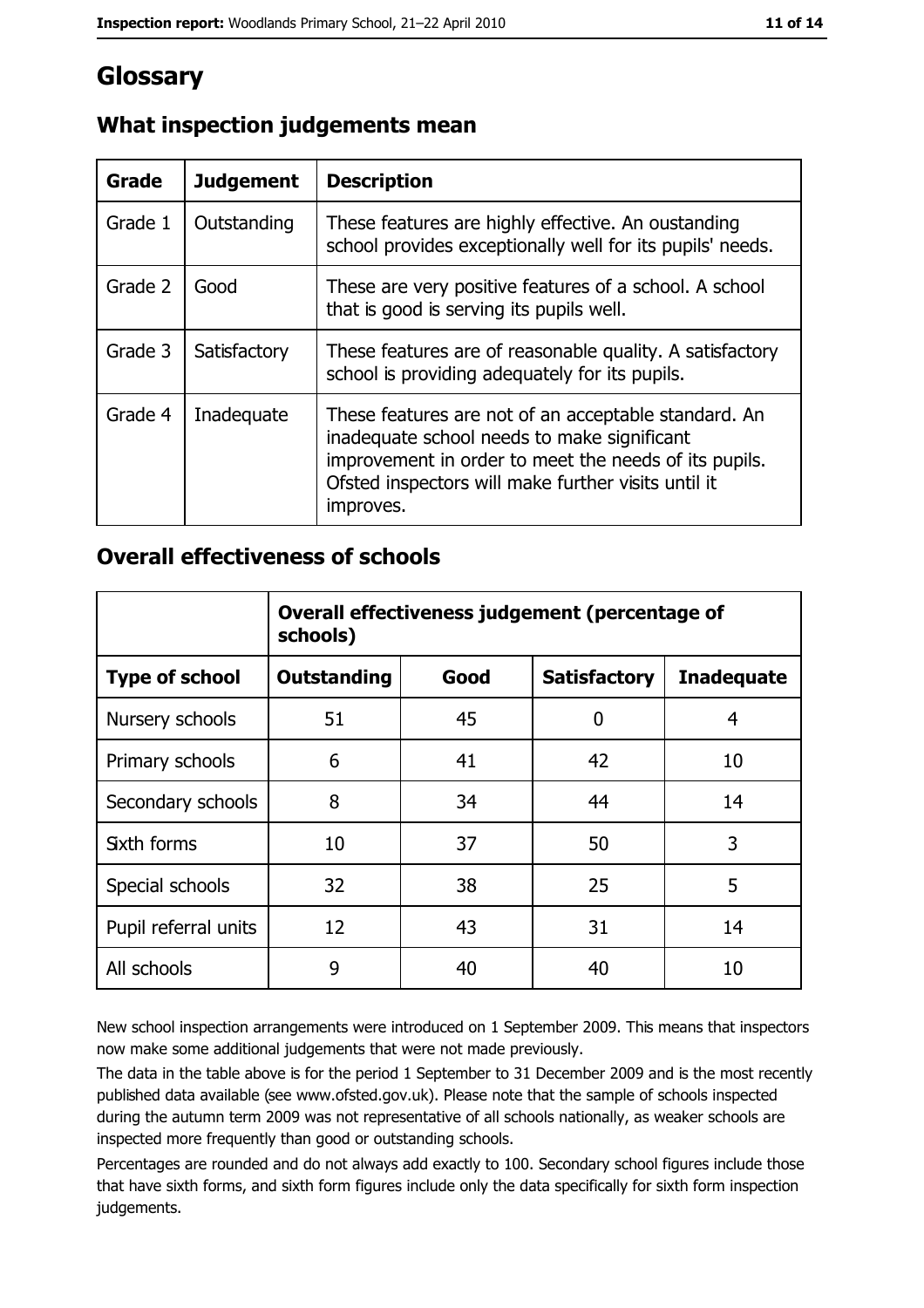# Glossary

## What inspection judgements mean

| Grade | Judgement | Description |
|---|---|---|
| Grade 1 | Outstanding | These features are highly effective. An oustanding school provides exceptionally well for its pupils' needs. |
| Grade 2 | Good | These are very positive features of a school. A school that is good is serving its pupils well. |
| Grade 3 | Satisfactory | These features are of reasonable quality. A satisfactory school is providing adequately for its pupils. |
| Grade 4 | Inadequate | These features are not of an acceptable standard. An inadequate school needs to make significant improvement in order to meet the needs of its pupils. Ofsted inspectors will make further visits until it improves. |

## Overall effectiveness of schools

| | Overall effectiveness judgement (percentage of schools) | | | |
|---|---|---|---|---|
| **Type of school** | **Outstanding** | **Good** | **Satisfactory** | **Inadequate** |
| Nursery schools | 51 | 45 | 0 | 4 |
| Primary schools | 6 | 41 | 42 | 10 |
| Secondary schools | 8 | 34 | 44 | 14 |
| Sixth forms | 10 | 37 | 50 | 3 |
| Special schools | 32 | 38 | 25 | 5 |
| Pupil referral units | 12 | 43 | 31 | 14 |
| All schools | 9 | 40 | 40 | 10 |

New school inspection arrangements were introduced on 1 September 2009. This means that inspectors now make some additional judgements that were not made previously.

The data in the table above is for the period 1 September to 31 December 2009 and is the most recently published data available (see www.ofsted.gov.uk). Please note that the sample of schools inspected during the autumn term 2009 was not representative of all schools nationally, as weaker schools are inspected more frequently than good or outstanding schools.

Percentages are rounded and do not always add exactly to 100. Secondary school figures include those that have sixth forms, and sixth form figures include only the data specifically for sixth form inspection judgements.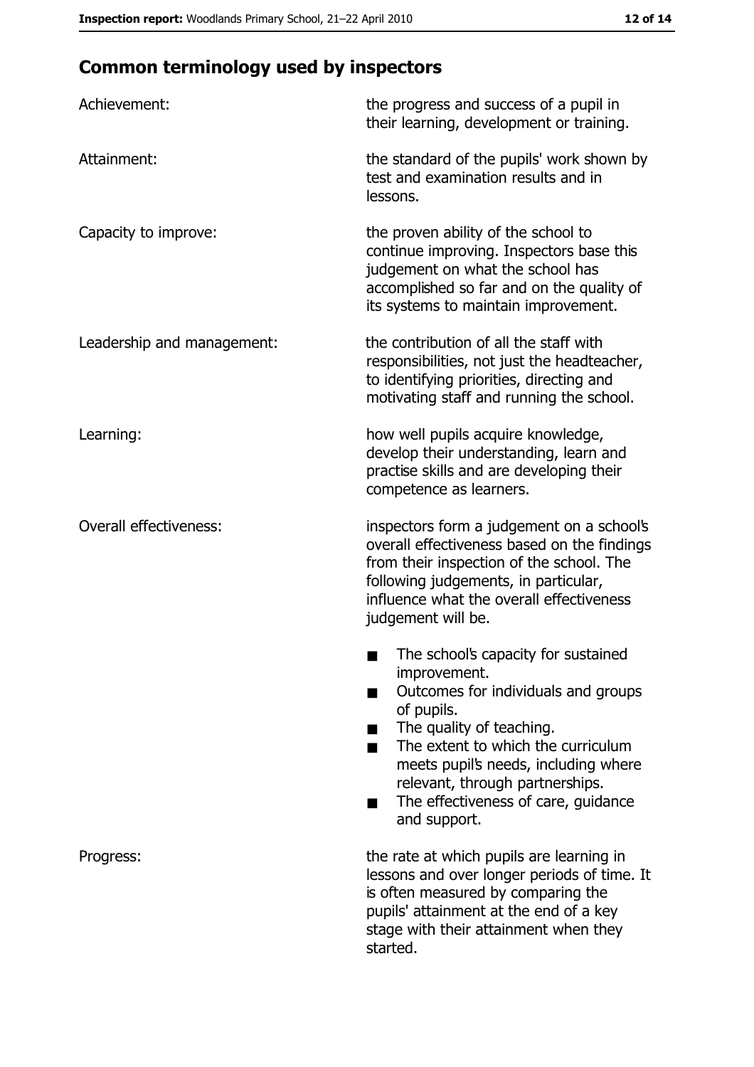## Common terminology used by inspectors

| | |
|---|---|
| Achievement: | the progress and success of a pupil in their learning, development or training. |
| Attainment: | the standard of the pupils' work shown by test and examination results and in lessons. |
| Capacity to improve: | the proven ability of the school to continue improving. Inspectors base this judgement on what the school has accomplished so far and on the quality of its systems to maintain improvement. |
| Leadership and management: | the contribution of all the staff with responsibilities, not just the headteacher, to identifying priorities, directing and motivating staff and running the school. |
| Learning: | how well pupils acquire knowledge, develop their understanding, learn and practise skills and are developing their competence as learners. |
| Overall effectiveness: | inspectors form a judgement on a school's overall effectiveness based on the findings from their inspection of the school. The following judgements, in particular, influence what the overall effectiveness judgement will be.<br>■ The school's capacity for sustained improvement.<br>■ Outcomes for individuals and groups of pupils.<br>■ The quality of teaching.<br>■ The extent to which the curriculum meets pupil's needs, including where relevant, through partnerships.<br>■ The effectiveness of care, guidance and support. |
| Progress: | the rate at which pupils are learning in lessons and over longer periods of time. It is often measured by comparing the pupils' attainment at the end of a key stage with their attainment when they started. |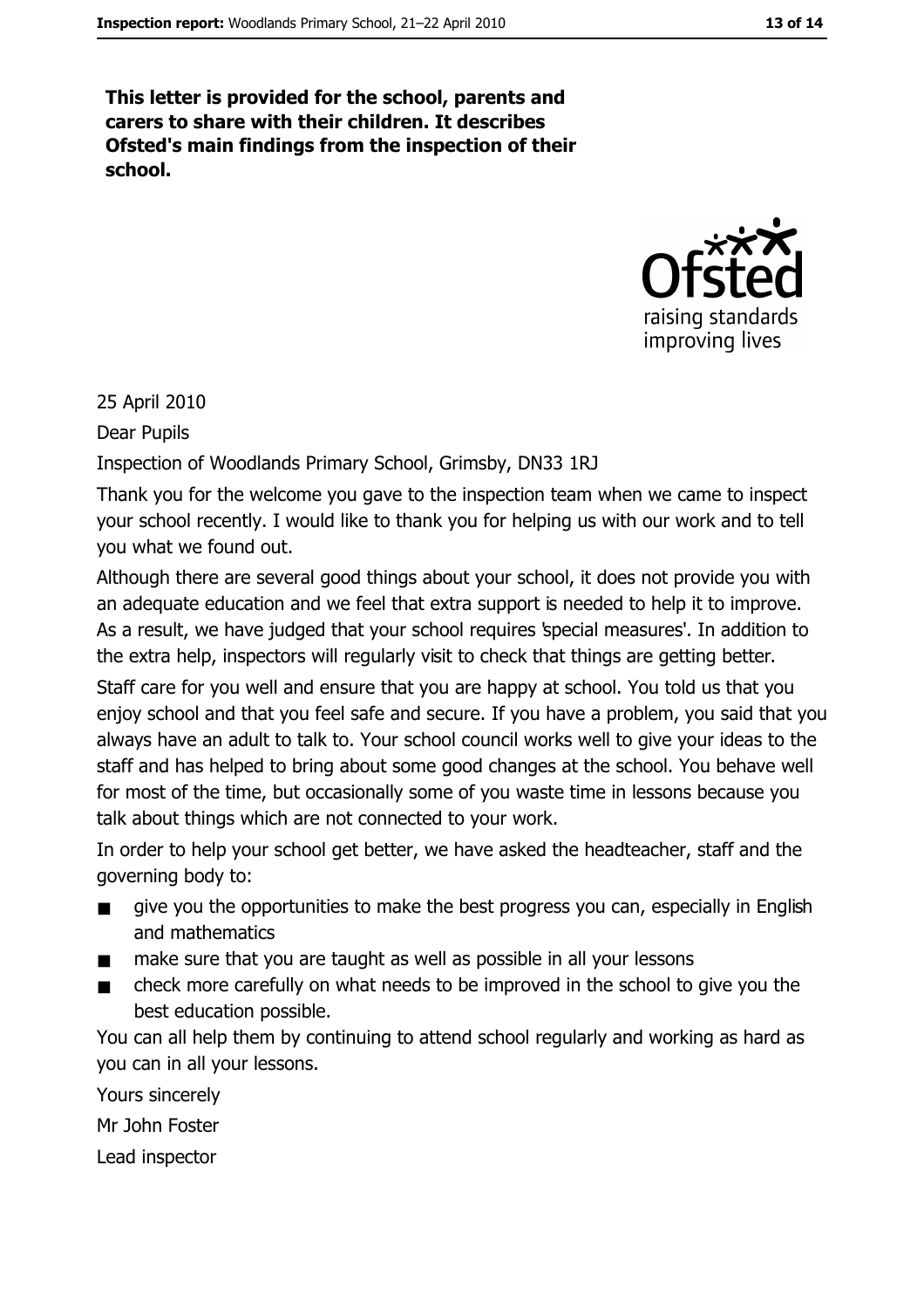**This letter is provided for the school, parents and carers to share with their children. It describes Ofsted's main findings from the inspection of their school.**

25 April 2010

Dear Pupils

Inspection of Woodlands Primary School, Grimsby, DN33 1RJ

Thank you for the welcome you gave to the inspection team when we came to inspect your school recently. I would like to thank you for helping us with our work and to tell you what we found out.

Although there are several good things about your school, it does not provide you with an adequate education and we feel that extra support is needed to help it to improve. As a result, we have judged that your school requires 'special measures'. In addition to the extra help, inspectors will regularly visit to check that things are getting better.

Staff care for you well and ensure that you are happy at school. You told us that you enjoy school and that you feel safe and secure. If you have a problem, you said that you always have an adult to talk to. Your school council works well to give your ideas to the staff and has helped to bring about some good changes at the school. You behave well for most of the time, but occasionally some of you waste time in lessons because you talk about things which are not connected to your work.

In order to help your school get better, we have asked the headteacher, staff and the governing body to:

- give you the opportunities to make the best progress you can, especially in English and mathematics
- make sure that you are taught as well as possible in all your lessons
- check more carefully on what needs to be improved in the school to give you the best education possible.

You can all help them by continuing to attend school regularly and working as hard as you can in all your lessons.

Yours sincerely

Mr John Foster

Lead inspector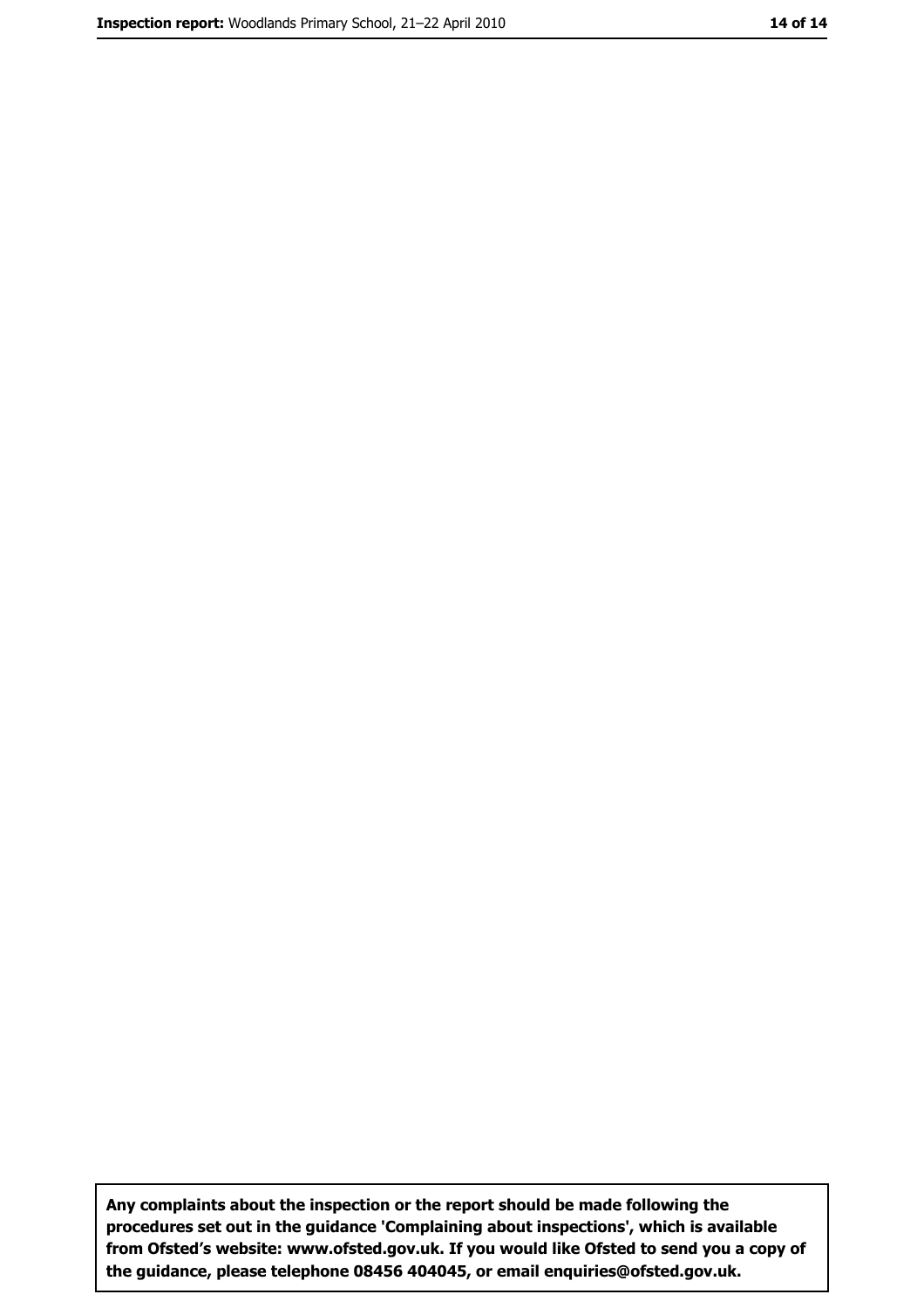**Any complaints about the inspection or the report should be made following the procedures set out in the guidance 'Complaining about inspections', which is available from Ofsted's website: www.ofsted.gov.uk. If you would like Ofsted to send you a copy of the guidance, please telephone 08456 404045, or email enquiries@ofsted.gov.uk.**